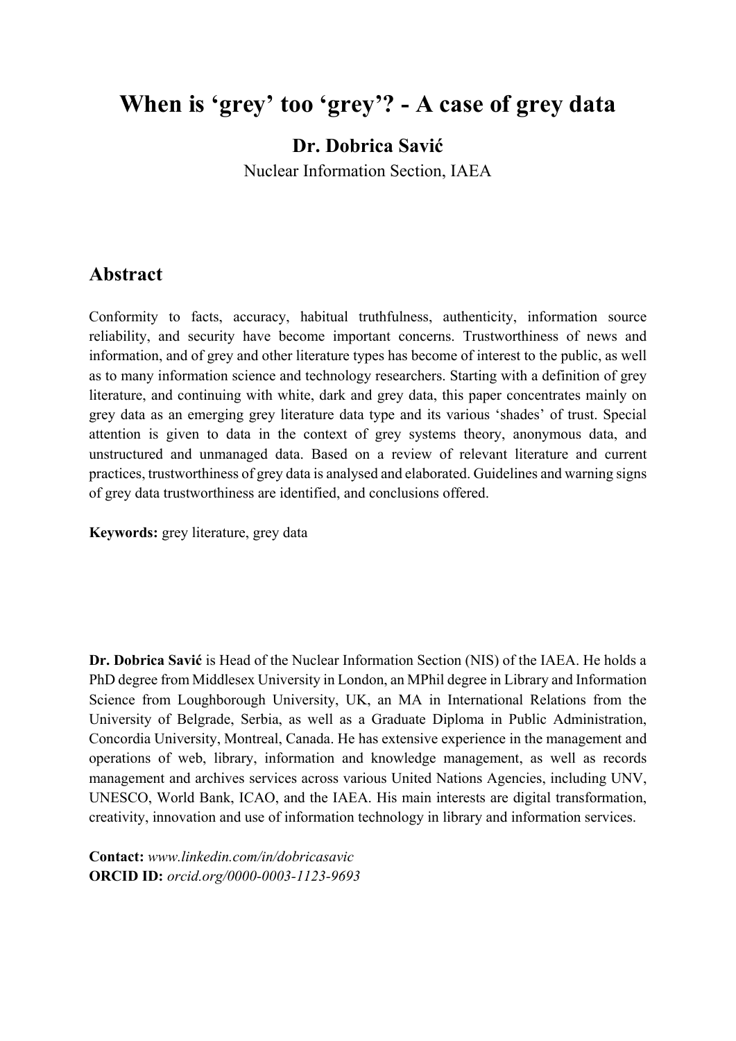# When is 'grey' too 'grey'? - A case of grey data

**Dr. Dobrica Savić**

Nuclear Information Section, IAEA

## Abstract

Conformity to facts, accuracy, habitual truthfulness, authenticity, information source reliability, and security have become important concerns. Trustworthiness of news and information, and of grey and other literature types has become of interest to the public, as well as to many information science and technology researchers. Starting with a definition of grey literature, and continuing with white, dark and grey data, this paper concentrates mainly on grey data as an emerging grey literature data type and its various 'shades' of trust. Special attention is given to data in the context of grey systems theory, anonymous data, and unstructured and unmanaged data. Based on a review of relevant literature and current practices, trustworthiness of grey data is analysed and elaborated. Guidelines and warning signs of grey data trustworthiness are identified, and conclusions offered.

**Keywords:** grey literature, grey data

**Dr. Dobrica Savić** is Head of the Nuclear Information Section (NIS) of the IAEA. He holds a PhD degree from Middlesex University in London, an MPhil degree in Library and Information Science from Loughborough University, UK, an MA in International Relations from the University of Belgrade, Serbia, as well as a Graduate Diploma in Public Administration, Concordia University, Montreal, Canada. He has extensive experience in the management and operations of web, library, information and knowledge management, as well as records management and archives services across various United Nations Agencies, including UNV, UNESCO, World Bank, ICAO, and the IAEA. His main interests are digital transformation, creativity, innovation and use of information technology in library and information services.

**Contact:** *www.linkedin.com/in/dobricasavic*

**ORCID ID:** *orcid.org/0000-0003-1123-9693*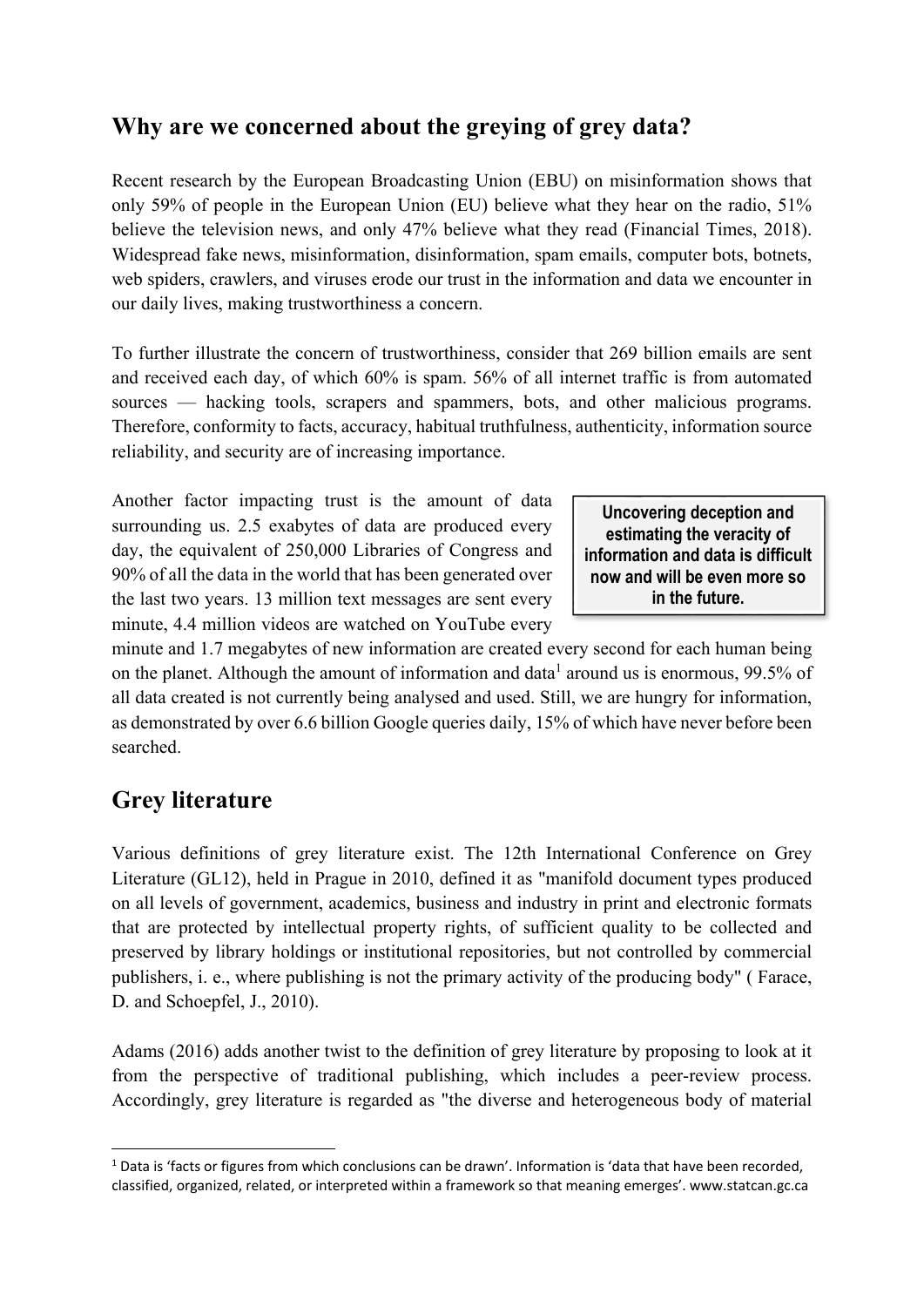## Why are we concerned about the greying of grey data?

Recent research by the European Broadcasting Union (EBU) on misinformation shows that only 59% of people in the European Union (EU) believe what they hear on the radio, 51% believe the television news, and only 47% believe what they read (Financial Times, 2018). Widespread fake news, misinformation, disinformation, spam emails, computer bots, botnets, web spiders, crawlers, and viruses erode our trust in the information and data we encounter in our daily lives, making trustworthiness a concern.

To further illustrate the concern of trustworthiness, consider that 269 billion emails are sent and received each day, of which 60% is spam. 56% of all internet traffic is from automated sources — hacking tools, scrapers and spammers, bots, and other malicious programs. Therefore, conformity to facts, accuracy, habitual truthfulness, authenticity, information source reliability, and security are of increasing importance.

Another factor impacting trust is the amount of data surrounding us. 2.5 exabytes of data are produced every day, the equivalent of 250,000 Libraries of Congress and 90% of all the data in the world that has been generated over the last two years. 13 million text messages are sent every minute, 4.4 million videos are watched on YouTube every minute and 1.7 megabytes of new information are created every second for each human being on the planet. Although the amount of information and data[1] around us is enormous, 99.5% of all data created is not currently being analysed and used. Still, we are hungry for information, as demonstrated by over 6.6 billion Google queries daily, 15% of which have never before been searched.

> **Uncovering deception and estimating the veracity of information and data is difficult now and will be even more so in the future.**

## Grey literature

Various definitions of grey literature exist. The 12th International Conference on Grey Literature (GL12), held in Prague in 2010, defined it as "manifold document types produced on all levels of government, academics, business and industry in print and electronic formats that are protected by intellectual property rights, of sufficient quality to be collected and preserved by library holdings or institutional repositories, but not controlled by commercial publishers, i. e., where publishing is not the primary activity of the producing body" ( Farace, D. and Schoepfel, J., 2010).

Adams (2016) adds another twist to the definition of grey literature by proposing to look at it from the perspective of traditional publishing, which includes a peer-review process. Accordingly, grey literature is regarded as "the diverse and heterogeneous body of material

[1] Data is 'facts or figures from which conclusions can be drawn'. Information is 'data that have been recorded, classified, organized, related, or interpreted within a framework so that meaning emerges'. www.statcan.gc.ca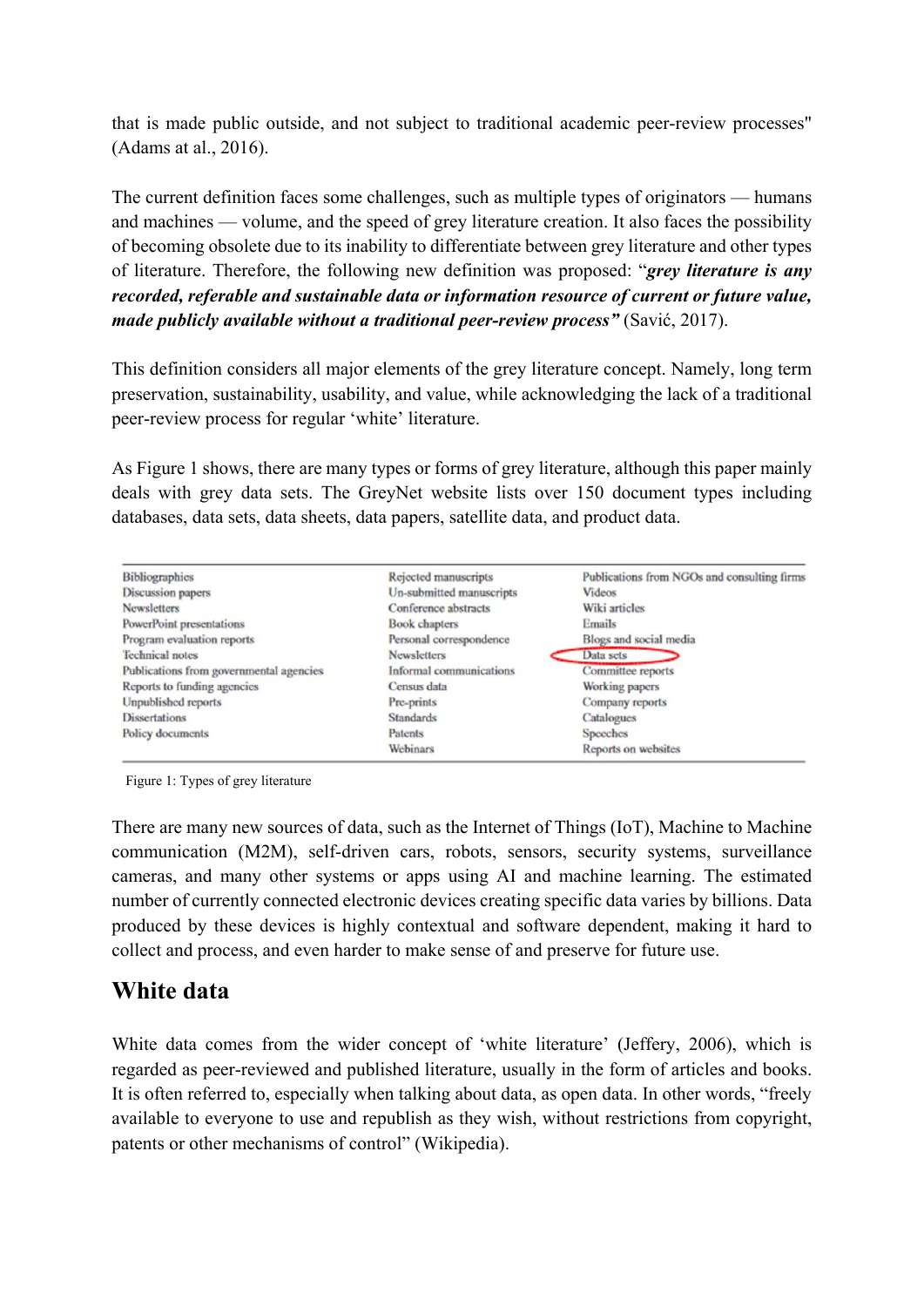that is made public outside, and not subject to traditional academic peer-review processes" (Adams at al., 2016).

The current definition faces some challenges, such as multiple types of originators — humans and machines — volume, and the speed of grey literature creation. It also faces the possibility of becoming obsolete due to its inability to differentiate between grey literature and other types of literature. Therefore, the following new definition was proposed: "***grey literature is any recorded, referable and sustainable data or information resource of current or future value, made publicly available without a traditional peer-review process"*** (Savić, 2017).

This definition considers all major elements of the grey literature concept. Namely, long term preservation, sustainability, usability, and value, while acknowledging the lack of a traditional peer-review process for regular 'white' literature.

As Figure 1 shows, there are many types or forms of grey literature, although this paper mainly deals with grey data sets. The GreyNet website lists over 150 document types including databases, data sets, data sheets, data papers, satellite data, and product data.

| | | |
|---|---|---|
| Bibliographies | Rejected manuscripts | Publications from NGOs and consulting firms |
| Discussion papers | Un-submitted manuscripts | Videos |
| Newsletters | Conference abstracts | Wiki articles |
| PowerPoint presentations | Book chapters | Emails |
| Program evaluation reports | Personal correspondence | Blogs and social media |
| Technical notes | Newsletters | Data sets |
| Publications from governmental agencies | Informal communications | Committee reports |
| Reports to funding agencies | Census data | Working papers |
| Unpublished reports | Pre-prints | Company reports |
| Dissertations | Standards | Catalogues |
| Policy documents | Patents | Speeches |
| | Webinars | Reports on websites |

Figure 1: Types of grey literature

There are many new sources of data, such as the Internet of Things (IoT), Machine to Machine communication (M2M), self-driven cars, robots, sensors, security systems, surveillance cameras, and many other systems or apps using AI and machine learning. The estimated number of currently connected electronic devices creating specific data varies by billions. Data produced by these devices is highly contextual and software dependent, making it hard to collect and process, and even harder to make sense of and preserve for future use.

## White data

White data comes from the wider concept of 'white literature' (Jeffery, 2006), which is regarded as peer-reviewed and published literature, usually in the form of articles and books. It is often referred to, especially when talking about data, as open data. In other words, "freely available to everyone to use and republish as they wish, without restrictions from copyright, patents or other mechanisms of control" (Wikipedia).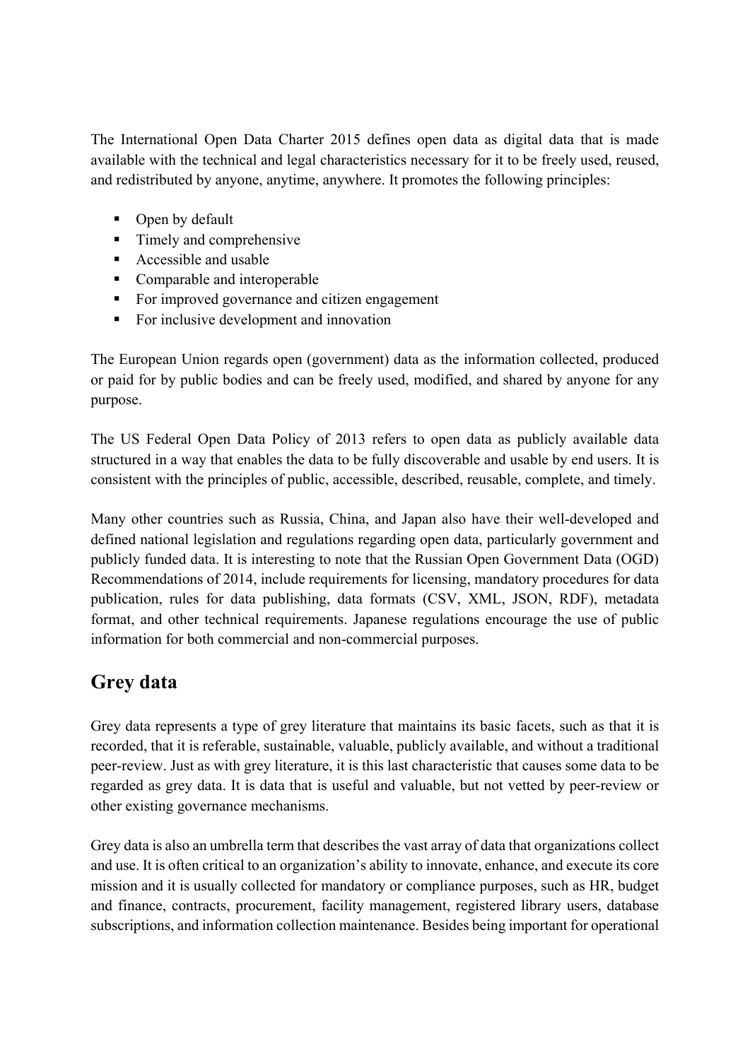The International Open Data Charter 2015 defines open data as digital data that is made available with the technical and legal characteristics necessary for it to be freely used, reused, and redistributed by anyone, anytime, anywhere. It promotes the following principles:

- Open by default
- Timely and comprehensive
- Accessible and usable
- Comparable and interoperable
- For improved governance and citizen engagement
- For inclusive development and innovation

The European Union regards open (government) data as the information collected, produced or paid for by public bodies and can be freely used, modified, and shared by anyone for any purpose.

The US Federal Open Data Policy of 2013 refers to open data as publicly available data structured in a way that enables the data to be fully discoverable and usable by end users. It is consistent with the principles of public, accessible, described, reusable, complete, and timely.

Many other countries such as Russia, China, and Japan also have their well-developed and defined national legislation and regulations regarding open data, particularly government and publicly funded data. It is interesting to note that the Russian Open Government Data (OGD) Recommendations of 2014, include requirements for licensing, mandatory procedures for data publication, rules for data publishing, data formats (CSV, XML, JSON, RDF), metadata format, and other technical requirements. Japanese regulations encourage the use of public information for both commercial and non-commercial purposes.

## Grey data

Grey data represents a type of grey literature that maintains its basic facets, such as that it is recorded, that it is referable, sustainable, valuable, publicly available, and without a traditional peer-review. Just as with grey literature, it is this last characteristic that causes some data to be regarded as grey data. It is data that is useful and valuable, but not vetted by peer-review or other existing governance mechanisms.

Grey data is also an umbrella term that describes the vast array of data that organizations collect and use. It is often critical to an organization's ability to innovate, enhance, and execute its core mission and it is usually collected for mandatory or compliance purposes, such as HR, budget and finance, contracts, procurement, facility management, registered library users, database subscriptions, and information collection maintenance. Besides being important for operational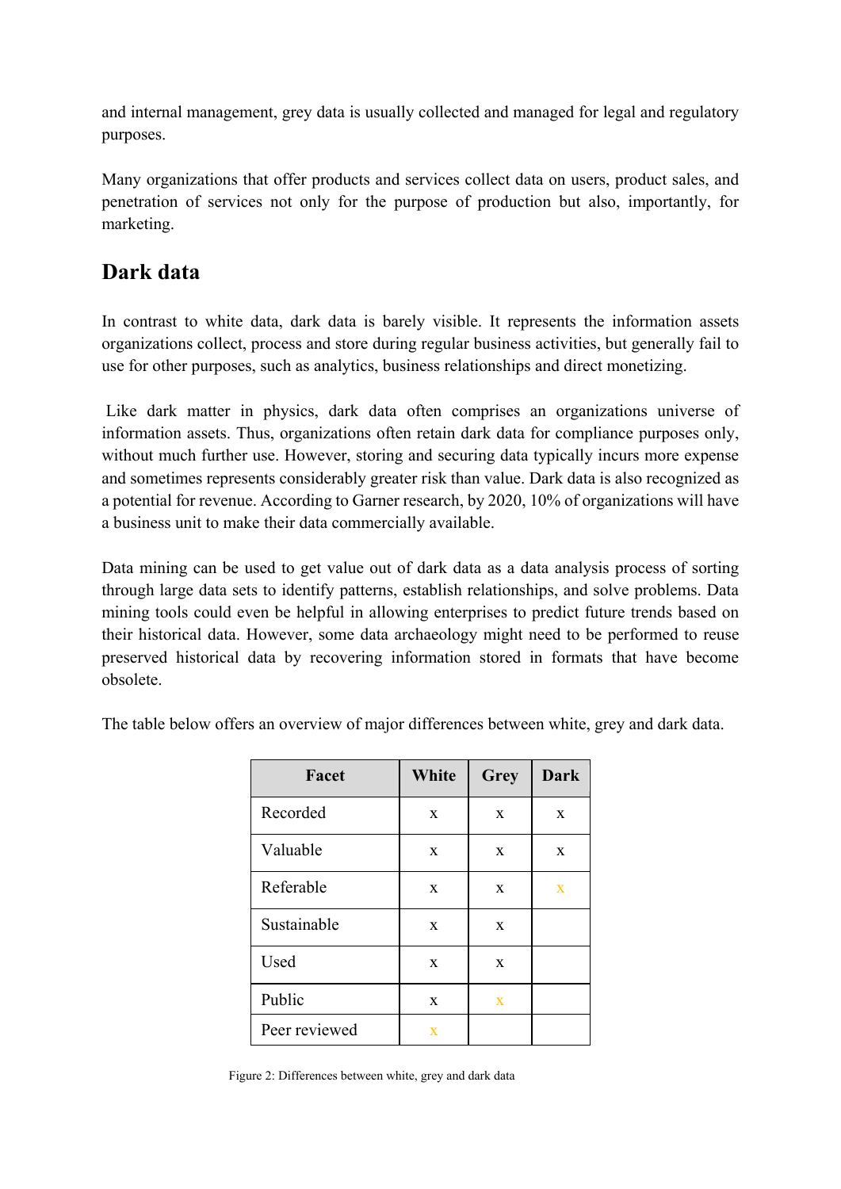and internal management, grey data is usually collected and managed for legal and regulatory purposes.

Many organizations that offer products and services collect data on users, product sales, and penetration of services not only for the purpose of production but also, importantly, for marketing.

## Dark data

In contrast to white data, dark data is barely visible. It represents the information assets organizations collect, process and store during regular business activities, but generally fail to use for other purposes, such as analytics, business relationships and direct monetizing.

Like dark matter in physics, dark data often comprises an organizations universe of information assets. Thus, organizations often retain dark data for compliance purposes only, without much further use. However, storing and securing data typically incurs more expense and sometimes represents considerably greater risk than value. Dark data is also recognized as a potential for revenue. According to Garner research, by 2020, 10% of organizations will have a business unit to make their data commercially available.

Data mining can be used to get value out of dark data as a data analysis process of sorting through large data sets to identify patterns, establish relationships, and solve problems. Data mining tools could even be helpful in allowing enterprises to predict future trends based on their historical data. However, some data archaeology might need to be performed to reuse preserved historical data by recovering information stored in formats that have become obsolete.

The table below offers an overview of major differences between white, grey and dark data.

| Facet | White | Grey | Dark |
|---|---|---|---|
| Recorded | x | x | x |
| Valuable | x | x | x |
| Referable | x | x | x |
| Sustainable | x | x | |
| Used | x | x | |
| Public | x | x | |
| Peer reviewed | x | | |

Figure 2: Differences between white, grey and dark data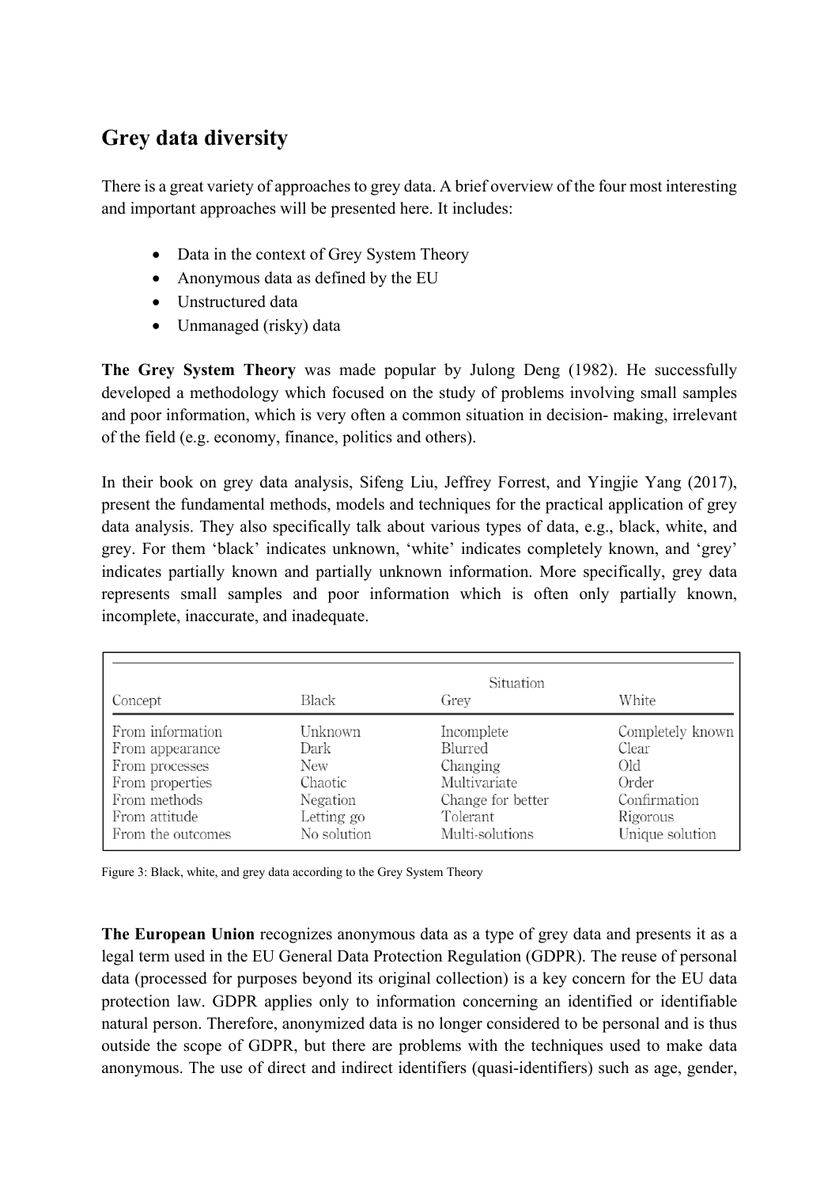## Grey data diversity

There is a great variety of approaches to grey data. A brief overview of the four most interesting and important approaches will be presented here. It includes:

- Data in the context of Grey System Theory
- Anonymous data as defined by the EU
- Unstructured data
- Unmanaged (risky) data

**The Grey System Theory** was made popular by Julong Deng (1982). He successfully developed a methodology which focused on the study of problems involving small samples and poor information, which is very often a common situation in decision- making, irrelevant of the field (e.g. economy, finance, politics and others).

In their book on grey data analysis, Sifeng Liu, Jeffrey Forrest, and Yingjie Yang (2017), present the fundamental methods, models and techniques for the practical application of grey data analysis. They also specifically talk about various types of data, e.g., black, white, and grey. For them 'black' indicates unknown, 'white' indicates completely known, and 'grey' indicates partially known and partially unknown information. More specifically, grey data represents small samples and poor information which is often only partially known, incomplete, inaccurate, and inadequate.

| | Situation | | |
|---|---|---|---|
| Concept | Black | Grey | White |
| From information | Unknown | Incomplete | Completely known |
| From appearance | Dark | Blurred | Clear |
| From processes | New | Changing | Old |
| From properties | Chaotic | Multivariate | Order |
| From methods | Negation | Change for better | Confirmation |
| From attitude | Letting go | Tolerant | Rigorous |
| From the outcomes | No solution | Multi-solutions | Unique solution |

Figure 3: Black, white, and grey data according to the Grey System Theory

**The European Union** recognizes anonymous data as a type of grey data and presents it as a legal term used in the EU General Data Protection Regulation (GDPR). The reuse of personal data (processed for purposes beyond its original collection) is a key concern for the EU data protection law. GDPR applies only to information concerning an identified or identifiable natural person. Therefore, anonymized data is no longer considered to be personal and is thus outside the scope of GDPR, but there are problems with the techniques used to make data anonymous. The use of direct and indirect identifiers (quasi-identifiers) such as age, gender,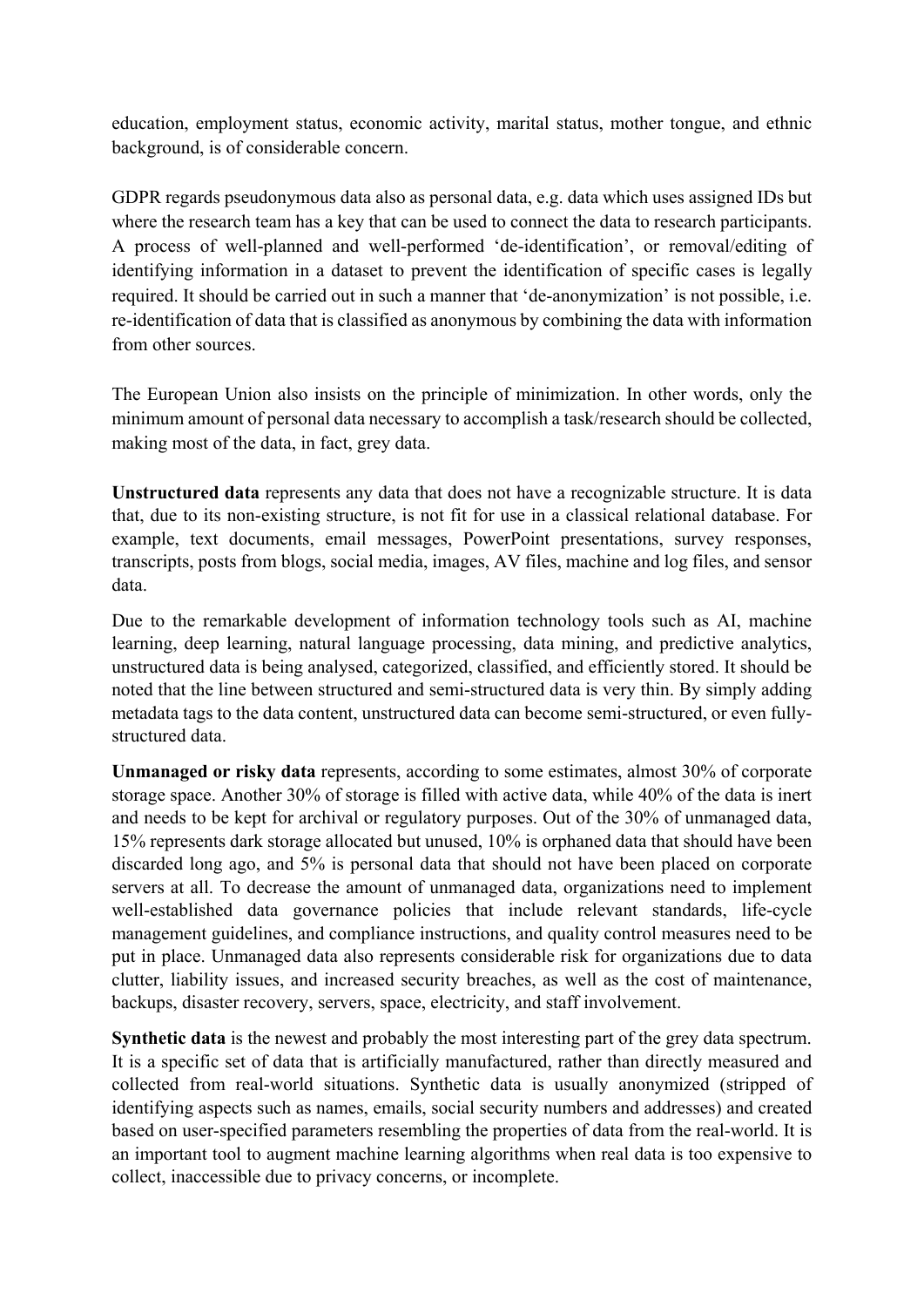education, employment status, economic activity, marital status, mother tongue, and ethnic background, is of considerable concern.

GDPR regards pseudonymous data also as personal data, e.g. data which uses assigned IDs but where the research team has a key that can be used to connect the data to research participants. A process of well-planned and well-performed 'de-identification', or removal/editing of identifying information in a dataset to prevent the identification of specific cases is legally required. It should be carried out in such a manner that 'de-anonymization' is not possible, i.e. re-identification of data that is classified as anonymous by combining the data with information from other sources.

The European Union also insists on the principle of minimization. In other words, only the minimum amount of personal data necessary to accomplish a task/research should be collected, making most of the data, in fact, grey data.

**Unstructured data** represents any data that does not have a recognizable structure. It is data that, due to its non-existing structure, is not fit for use in a classical relational database. For example, text documents, email messages, PowerPoint presentations, survey responses, transcripts, posts from blogs, social media, images, AV files, machine and log files, and sensor data.

Due to the remarkable development of information technology tools such as AI, machine learning, deep learning, natural language processing, data mining, and predictive analytics, unstructured data is being analysed, categorized, classified, and efficiently stored. It should be noted that the line between structured and semi-structured data is very thin. By simply adding metadata tags to the data content, unstructured data can become semi-structured, or even fully-structured data.

**Unmanaged or risky data** represents, according to some estimates, almost 30% of corporate storage space. Another 30% of storage is filled with active data, while 40% of the data is inert and needs to be kept for archival or regulatory purposes. Out of the 30% of unmanaged data, 15% represents dark storage allocated but unused, 10% is orphaned data that should have been discarded long ago, and 5% is personal data that should not have been placed on corporate servers at all. To decrease the amount of unmanaged data, organizations need to implement well-established data governance policies that include relevant standards, life-cycle management guidelines, and compliance instructions, and quality control measures need to be put in place. Unmanaged data also represents considerable risk for organizations due to data clutter, liability issues, and increased security breaches, as well as the cost of maintenance, backups, disaster recovery, servers, space, electricity, and staff involvement.

**Synthetic data** is the newest and probably the most interesting part of the grey data spectrum. It is a specific set of data that is artificially manufactured, rather than directly measured and collected from real-world situations. Synthetic data is usually anonymized (stripped of identifying aspects such as names, emails, social security numbers and addresses) and created based on user-specified parameters resembling the properties of data from the real-world. It is an important tool to augment machine learning algorithms when real data is too expensive to collect, inaccessible due to privacy concerns, or incomplete.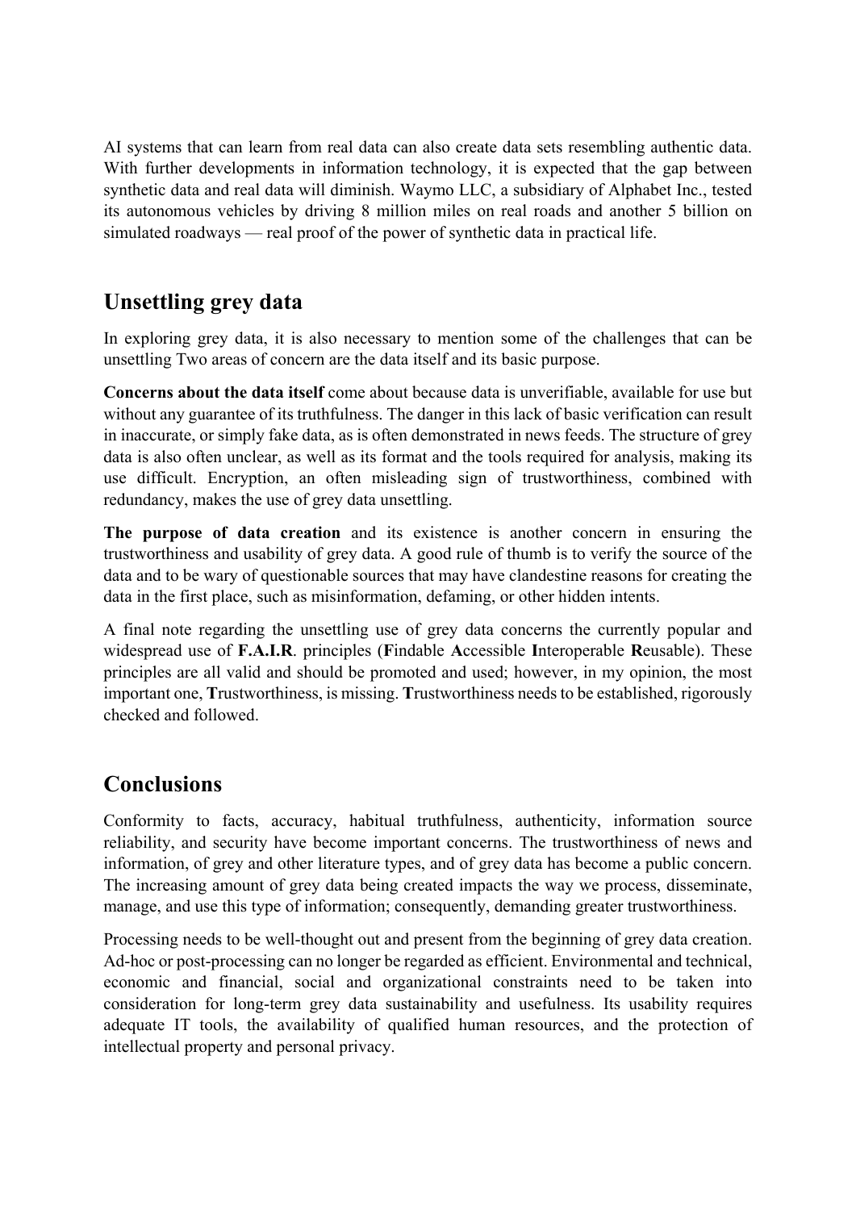AI systems that can learn from real data can also create data sets resembling authentic data. With further developments in information technology, it is expected that the gap between synthetic data and real data will diminish. Waymo LLC, a subsidiary of Alphabet Inc., tested its autonomous vehicles by driving 8 million miles on real roads and another 5 billion on simulated roadways — real proof of the power of synthetic data in practical life.

## Unsettling grey data

In exploring grey data, it is also necessary to mention some of the challenges that can be unsettling Two areas of concern are the data itself and its basic purpose.

**Concerns about the data itself** come about because data is unverifiable, available for use but without any guarantee of its truthfulness. The danger in this lack of basic verification can result in inaccurate, or simply fake data, as is often demonstrated in news feeds. The structure of grey data is also often unclear, as well as its format and the tools required for analysis, making its use difficult. Encryption, an often misleading sign of trustworthiness, combined with redundancy, makes the use of grey data unsettling.

**The purpose of data creation** and its existence is another concern in ensuring the trustworthiness and usability of grey data. A good rule of thumb is to verify the source of the data and to be wary of questionable sources that may have clandestine reasons for creating the data in the first place, such as misinformation, defaming, or other hidden intents.

A final note regarding the unsettling use of grey data concerns the currently popular and widespread use of **F.A.I.R**. principles (**F**indable **A**ccessible **I**nteroperable **R**eusable). These principles are all valid and should be promoted and used; however, in my opinion, the most important one, **T**rustworthiness, is missing. **T**rustworthiness needs to be established, rigorously checked and followed.

## Conclusions

Conformity to facts, accuracy, habitual truthfulness, authenticity, information source reliability, and security have become important concerns. The trustworthiness of news and information, of grey and other literature types, and of grey data has become a public concern. The increasing amount of grey data being created impacts the way we process, disseminate, manage, and use this type of information; consequently, demanding greater trustworthiness.

Processing needs to be well-thought out and present from the beginning of grey data creation. Ad-hoc or post-processing can no longer be regarded as efficient. Environmental and technical, economic and financial, social and organizational constraints need to be taken into consideration for long-term grey data sustainability and usefulness. Its usability requires adequate IT tools, the availability of qualified human resources, and the protection of intellectual property and personal privacy.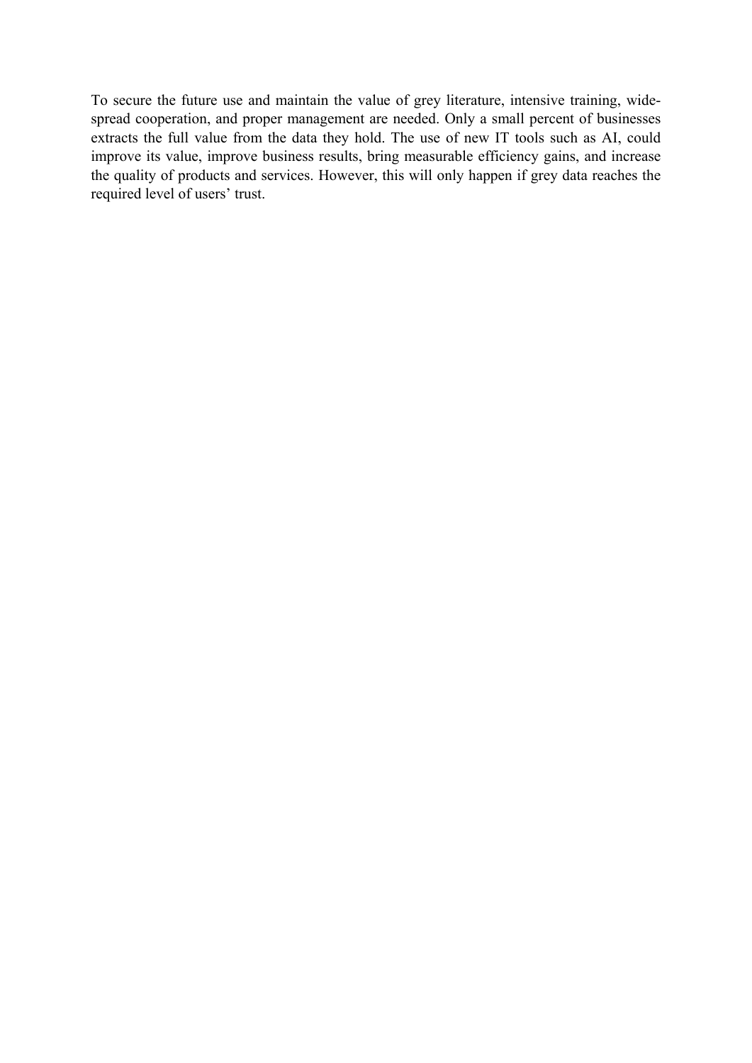To secure the future use and maintain the value of grey literature, intensive training, widespread cooperation, and proper management are needed. Only a small percent of businesses extracts the full value from the data they hold. The use of new IT tools such as AI, could improve its value, improve business results, bring measurable efficiency gains, and increase the quality of products and services. However, this will only happen if grey data reaches the required level of users' trust.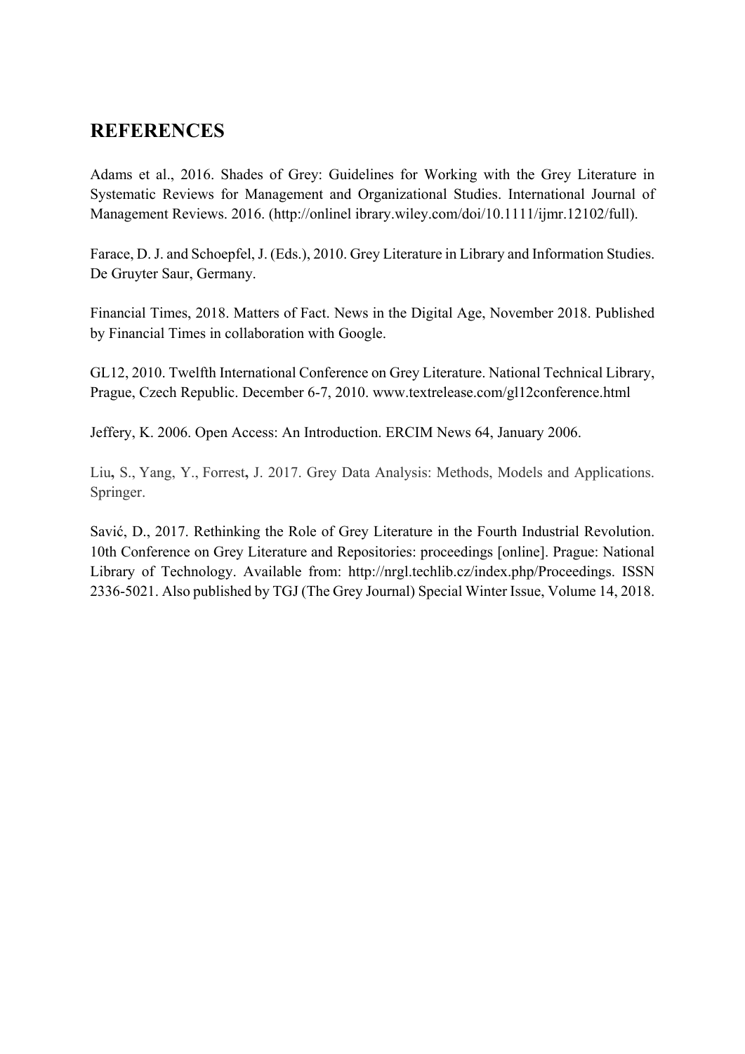## REFERENCES

Adams et al., 2016. Shades of Grey: Guidelines for Working with the Grey Literature in Systematic Reviews for Management and Organizational Studies. International Journal of Management Reviews. 2016. (http://onlinel ibrary.wiley.com/doi/10.1111/ijmr.12102/full).

Farace, D. J. and Schoepfel, J. (Eds.), 2010. Grey Literature in Library and Information Studies. De Gruyter Saur, Germany.

Financial Times, 2018. Matters of Fact. News in the Digital Age, November 2018. Published by Financial Times in collaboration with Google.

GL12, 2010. Twelfth International Conference on Grey Literature. National Technical Library, Prague, Czech Republic. December 6-7, 2010. www.textrelease.com/gl12conference.html

Jeffery, K. 2006. Open Access: An Introduction. ERCIM News 64, January 2006.

Liu, S., Yang, Y., Forrest, J. 2017. Grey Data Analysis: Methods, Models and Applications. Springer.

Savić, D., 2017. Rethinking the Role of Grey Literature in the Fourth Industrial Revolution. 10th Conference on Grey Literature and Repositories: proceedings [online]. Prague: National Library of Technology. Available from: http://nrgl.techlib.cz/index.php/Proceedings. ISSN 2336-5021. Also published by TGJ (The Grey Journal) Special Winter Issue, Volume 14, 2018.